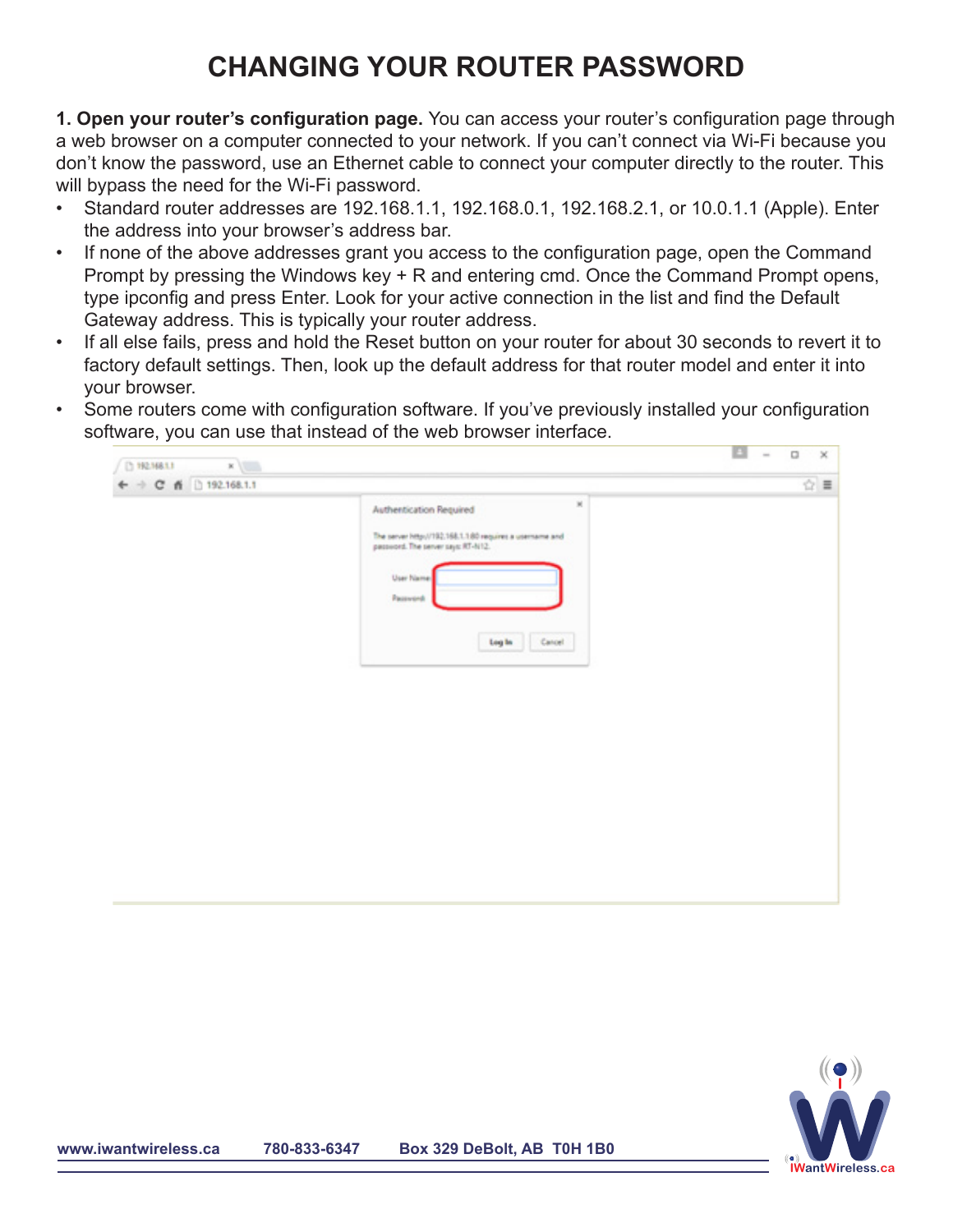# CHANGING YOUR ROUTER PASSWORD

**1. Open your router's configuration page.** You can access your router's configuration page through a web browser on a computer connected to your network. If you can't connect via Wi-Fi because you don't know the password, use an Ethernet cable to connect your computer directly to the router. This will bypass the need for the Wi-Fi password.

- Standard router addresses are 192.168.1.1, 192.168.0.1, 192.168.2.1, or 10.0.1.1 (Apple). Enter the address into your browser's address bar.
- If none of the above addresses grant you access to the configuration page, open the Command Prompt by pressing the Windows key + R and entering cmd. Once the Command Prompt opens, type ipconfig and press Enter. Look for your active connection in the list and find the Default Gateway address. This is typically your router address.
- If all else fails, press and hold the Reset button on your router for about 30 seconds to revert it to factory default settings. Then, look up the default address for that router model and enter it into your browser.
- Some routers come with configuration software. If you've previously installed your configuration software, you can use that instead of the web browser interface.

www.iwantwireless.ca 780-833-6347 Box 329 DeBolt, AB T0H 1B0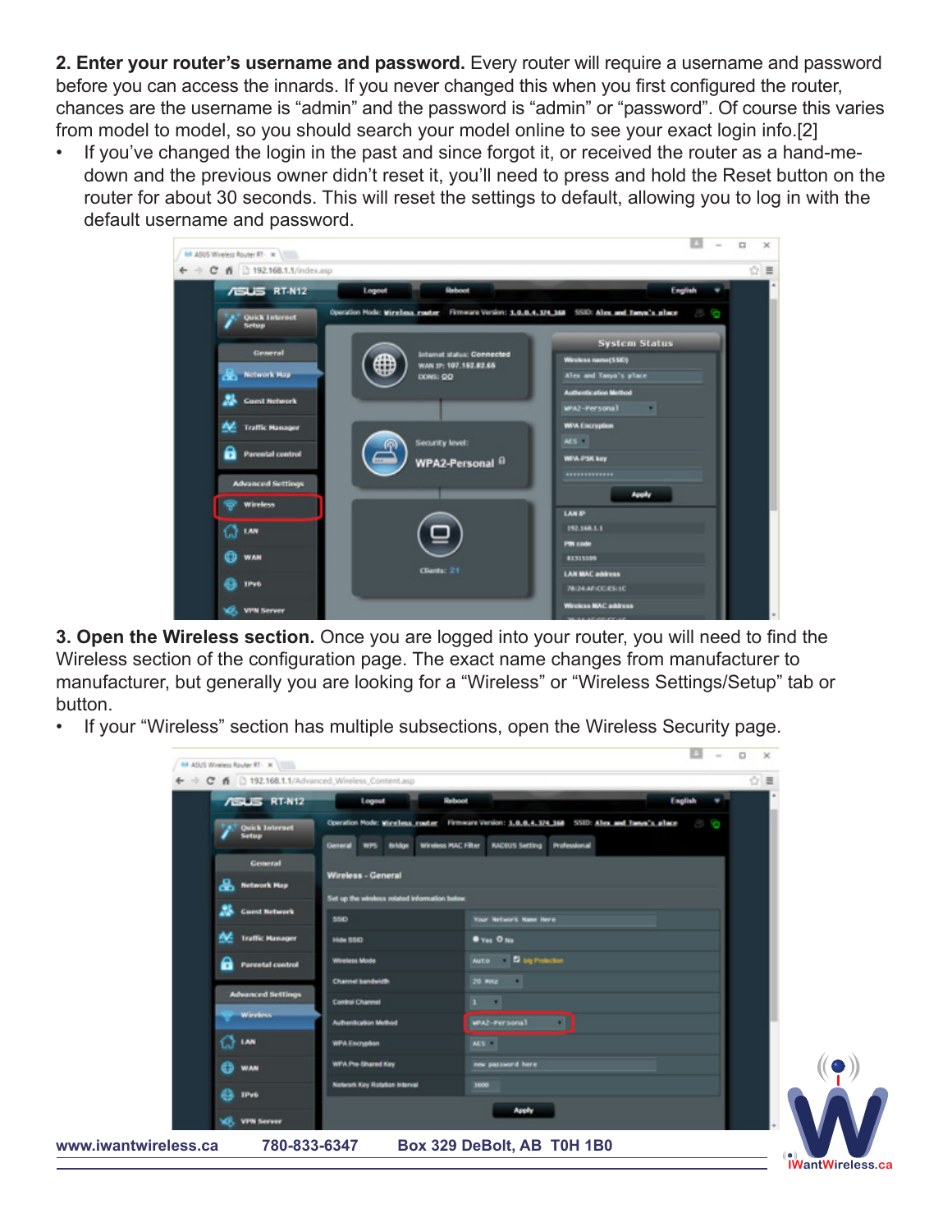**2. Enter your router's username and password.** Every router will require a username and password before you can access the innards. If you never changed this when you first configured the router, chances are the username is "admin" and the password is "admin" or "password". Of course this varies from model to model, so you should search your model online to see your exact login info.[2]

- If you've changed the login in the past and since forgot it, or received the router as a hand-me-down and the previous owner didn't reset it, you'll need to press and hold the Reset button on the router for about 30 seconds. This will reset the settings to default, allowing you to log in with the default username and password.

**3. Open the Wireless section.** Once you are logged into your router, you will need to find the Wireless section of the configuration page. The exact name changes from manufacturer to manufacturer, but generally you are looking for a "Wireless" or "Wireless Settings/Setup" tab or button.

- If your "Wireless" section has multiple subsections, open the Wireless Security page.

www.iwantwireless.ca 780-833-6347 Box 329 DeBolt, AB T0H 1B0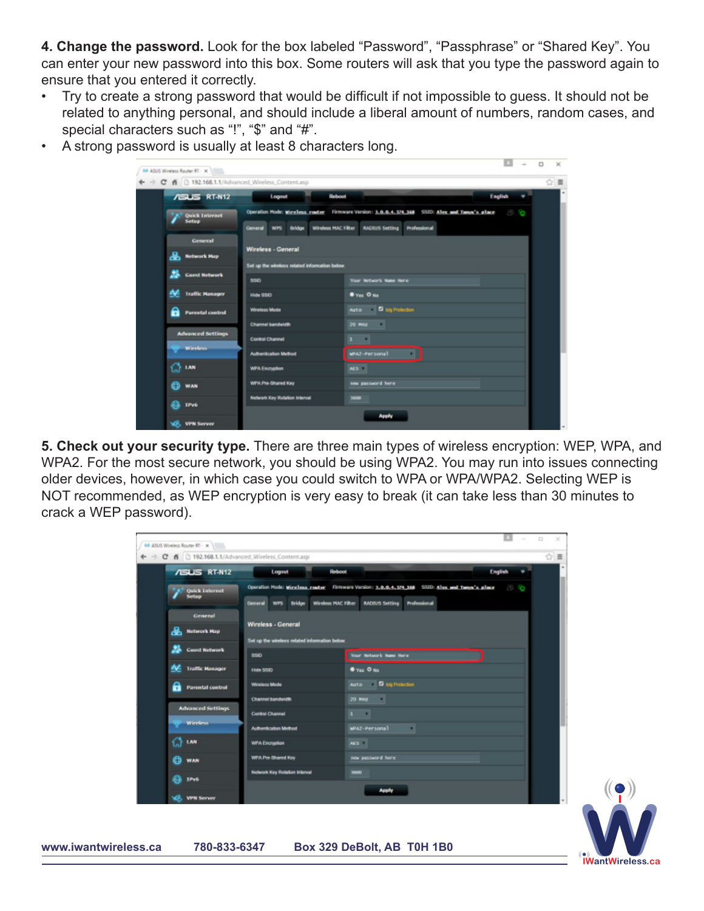**4. Change the password.** Look for the box labeled "Password", "Passphrase" or "Shared Key". You can enter your new password into this box. Some routers will ask that you type the password again to ensure that you entered it correctly.

- Try to create a strong password that would be difficult if not impossible to guess. It should not be related to anything personal, and should include a liberal amount of numbers, random cases, and special characters such as "!", "$" and "#".
- A strong password is usually at least 8 characters long.

**5. Check out your security type.** There are three main types of wireless encryption: WEP, WPA, and WPA2. For the most secure network, you should be using WPA2. You may run into issues connecting older devices, however, in which case you could switch to WPA or WPA/WPA2. Selecting WEP is NOT recommended, as WEP encryption is very easy to break (it can take less than 30 minutes to crack a WEP password).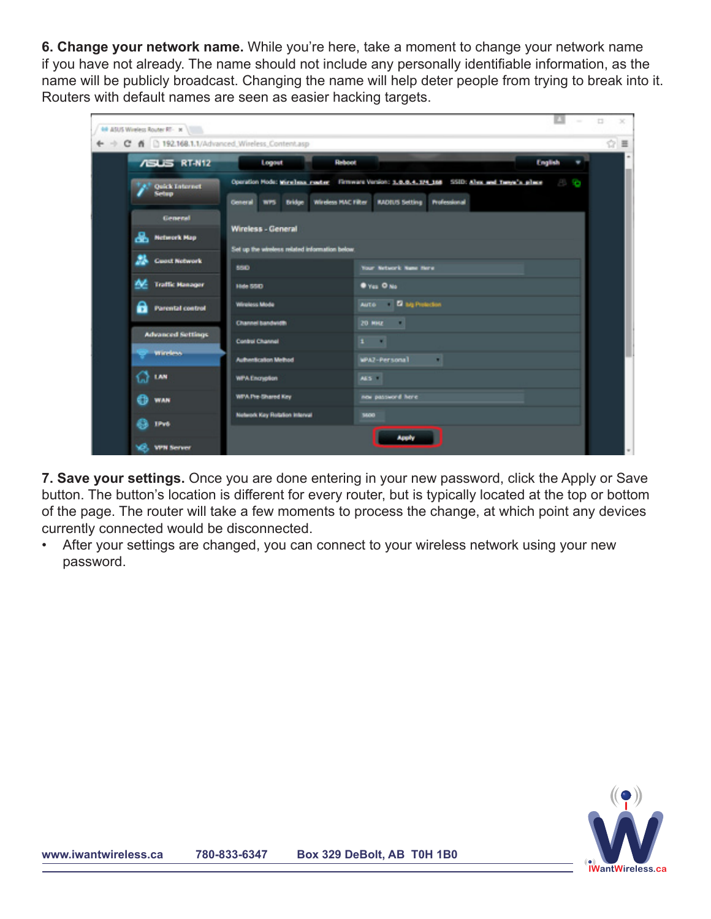**6. Change your network name.** While you're here, take a moment to change your network name if you have not already. The name should not include any personally identifiable information, as the name will be publicly broadcast. Changing the name will help deter people from trying to break into it. Routers with default names are seen as easier hacking targets.

**7. Save your settings.** Once you are done entering in your new password, click the Apply or Save button. The button's location is different for every router, but is typically located at the top or bottom of the page. The router will take a few moments to process the change, at which point any devices currently connected would be disconnected.

- After your settings are changed, you can connect to your wireless network using your new password.